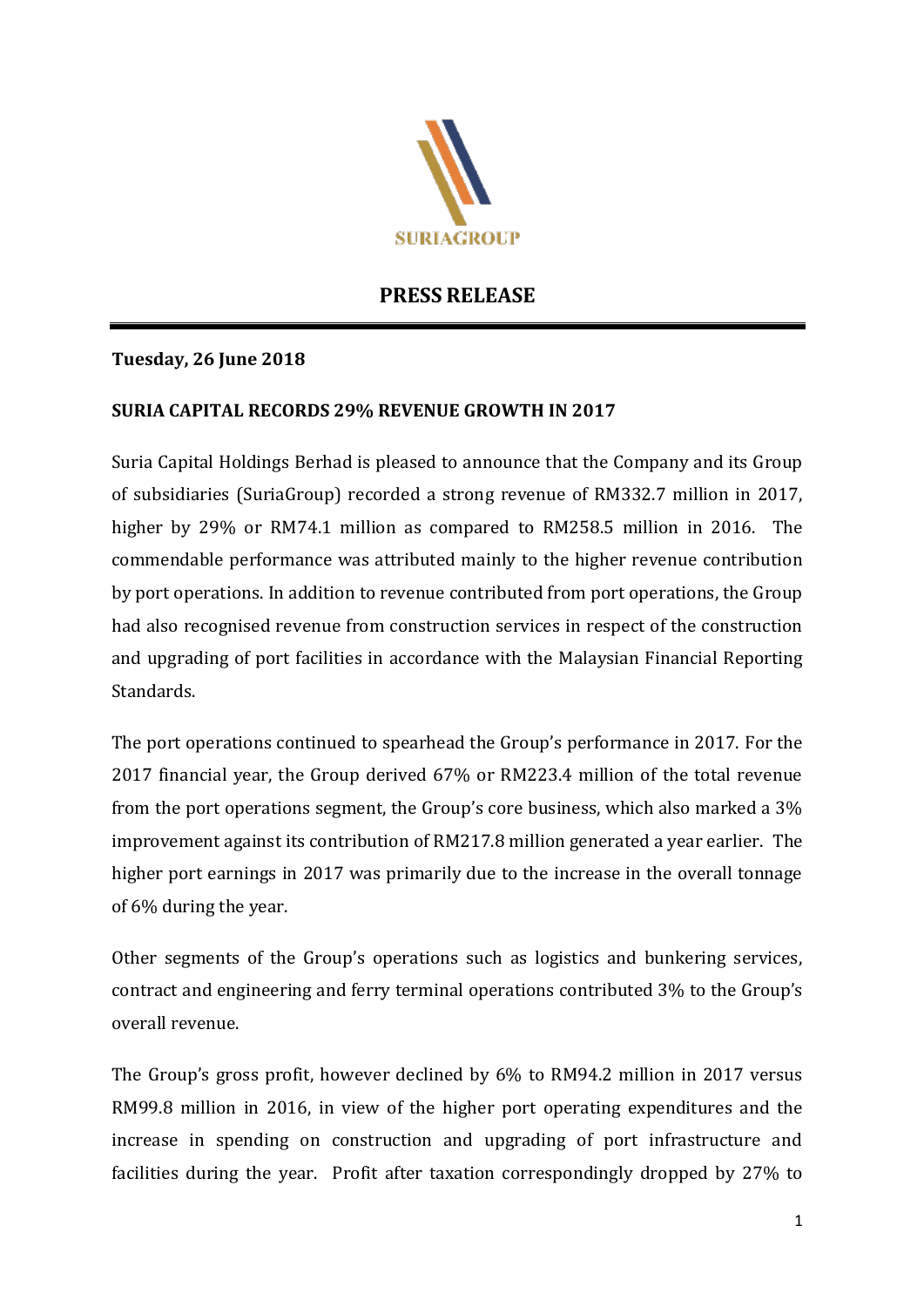SURIAGROUP

# PRESS RELEASE

**Tuesday, 26 June 2018**

**SURIA CAPITAL RECORDS 29% REVENUE GROWTH IN 2017**

Suria Capital Holdings Berhad is pleased to announce that the Company and its Group of subsidiaries (SuriaGroup) recorded a strong revenue of RM332.7 million in 2017, higher by 29% or RM74.1 million as compared to RM258.5 million in 2016. The commendable performance was attributed mainly to the higher revenue contribution by port operations. In addition to revenue contributed from port operations, the Group had also recognised revenue from construction services in respect of the construction and upgrading of port facilities in accordance with the Malaysian Financial Reporting Standards.

The port operations continued to spearhead the Group's performance in 2017. For the 2017 financial year, the Group derived 67% or RM223.4 million of the total revenue from the port operations segment, the Group's core business, which also marked a 3% improvement against its contribution of RM217.8 million generated a year earlier. The higher port earnings in 2017 was primarily due to the increase in the overall tonnage of 6% during the year.

Other segments of the Group's operations such as logistics and bunkering services, contract and engineering and ferry terminal operations contributed 3% to the Group's overall revenue.

The Group's gross profit, however declined by 6% to RM94.2 million in 2017 versus RM99.8 million in 2016, in view of the higher port operating expenditures and the increase in spending on construction and upgrading of port infrastructure and facilities during the year. Profit after taxation correspondingly dropped by 27% to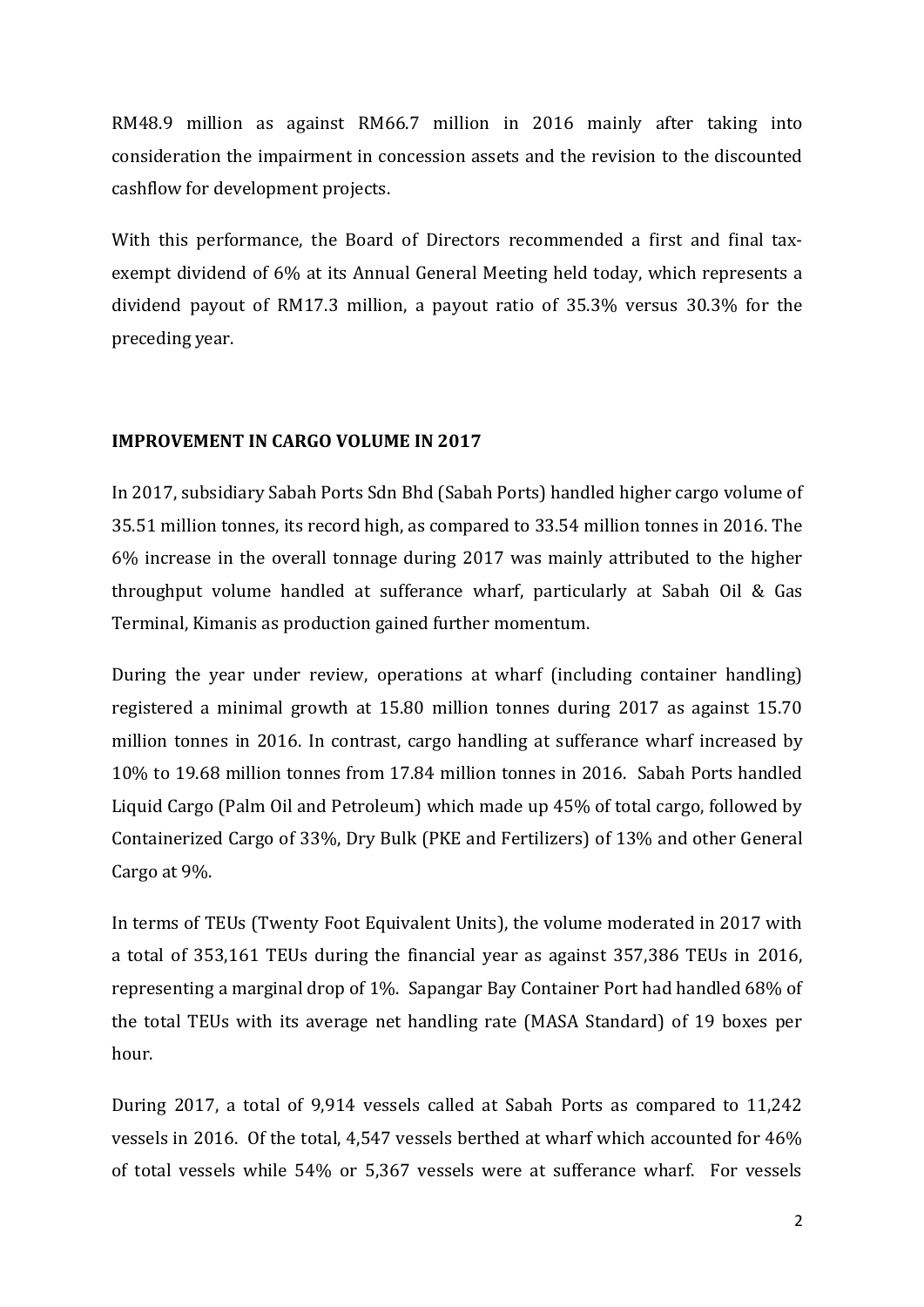RM48.9 million as against RM66.7 million in 2016 mainly after taking into consideration the impairment in concession assets and the revision to the discounted cashflow for development projects.

With this performance, the Board of Directors recommended a first and final tax-exempt dividend of 6% at its Annual General Meeting held today, which represents a dividend payout of RM17.3 million, a payout ratio of 35.3% versus 30.3% for the preceding year.

**IMPROVEMENT IN CARGO VOLUME IN 2017**

In 2017, subsidiary Sabah Ports Sdn Bhd (Sabah Ports) handled higher cargo volume of 35.51 million tonnes, its record high, as compared to 33.54 million tonnes in 2016. The 6% increase in the overall tonnage during 2017 was mainly attributed to the higher throughput volume handled at sufferance wharf, particularly at Sabah Oil & Gas Terminal, Kimanis as production gained further momentum.

During the year under review, operations at wharf (including container handling) registered a minimal growth at 15.80 million tonnes during 2017 as against 15.70 million tonnes in 2016. In contrast, cargo handling at sufferance wharf increased by 10% to 19.68 million tonnes from 17.84 million tonnes in 2016. Sabah Ports handled Liquid Cargo (Palm Oil and Petroleum) which made up 45% of total cargo, followed by Containerized Cargo of 33%, Dry Bulk (PKE and Fertilizers) of 13% and other General Cargo at 9%.

In terms of TEUs (Twenty Foot Equivalent Units), the volume moderated in 2017 with a total of 353,161 TEUs during the financial year as against 357,386 TEUs in 2016, representing a marginal drop of 1%. Sapangar Bay Container Port had handled 68% of the total TEUs with its average net handling rate (MASA Standard) of 19 boxes per hour.

During 2017, a total of 9,914 vessels called at Sabah Ports as compared to 11,242 vessels in 2016. Of the total, 4,547 vessels berthed at wharf which accounted for 46% of total vessels while 54% or 5,367 vessels were at sufferance wharf. For vessels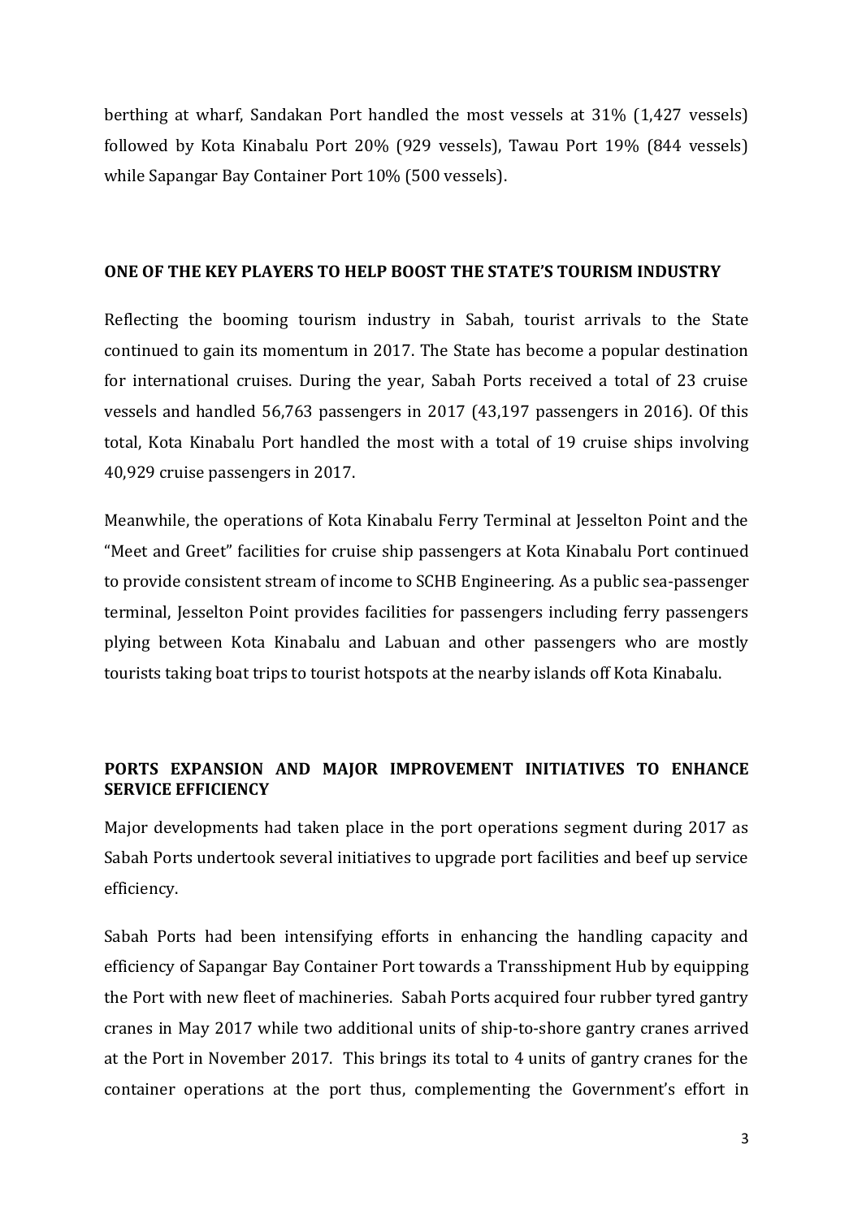berthing at wharf, Sandakan Port handled the most vessels at 31% (1,427 vessels) followed by Kota Kinabalu Port 20% (929 vessels), Tawau Port 19% (844 vessels) while Sapangar Bay Container Port 10% (500 vessels).

## ONE OF THE KEY PLAYERS TO HELP BOOST THE STATE'S TOURISM INDUSTRY

Reflecting the booming tourism industry in Sabah, tourist arrivals to the State continued to gain its momentum in 2017. The State has become a popular destination for international cruises. During the year, Sabah Ports received a total of 23 cruise vessels and handled 56,763 passengers in 2017 (43,197 passengers in 2016). Of this total, Kota Kinabalu Port handled the most with a total of 19 cruise ships involving 40,929 cruise passengers in 2017.

Meanwhile, the operations of Kota Kinabalu Ferry Terminal at Jesselton Point and the "Meet and Greet" facilities for cruise ship passengers at Kota Kinabalu Port continued to provide consistent stream of income to SCHB Engineering. As a public sea-passenger terminal, Jesselton Point provides facilities for passengers including ferry passengers plying between Kota Kinabalu and Labuan and other passengers who are mostly tourists taking boat trips to tourist hotspots at the nearby islands off Kota Kinabalu.

## PORTS EXPANSION AND MAJOR IMPROVEMENT INITIATIVES TO ENHANCE SERVICE EFFICIENCY

Major developments had taken place in the port operations segment during 2017 as Sabah Ports undertook several initiatives to upgrade port facilities and beef up service efficiency.

Sabah Ports had been intensifying efforts in enhancing the handling capacity and efficiency of Sapangar Bay Container Port towards a Transshipment Hub by equipping the Port with new fleet of machineries. Sabah Ports acquired four rubber tyred gantry cranes in May 2017 while two additional units of ship-to-shore gantry cranes arrived at the Port in November 2017. This brings its total to 4 units of gantry cranes for the container operations at the port thus, complementing the Government's effort in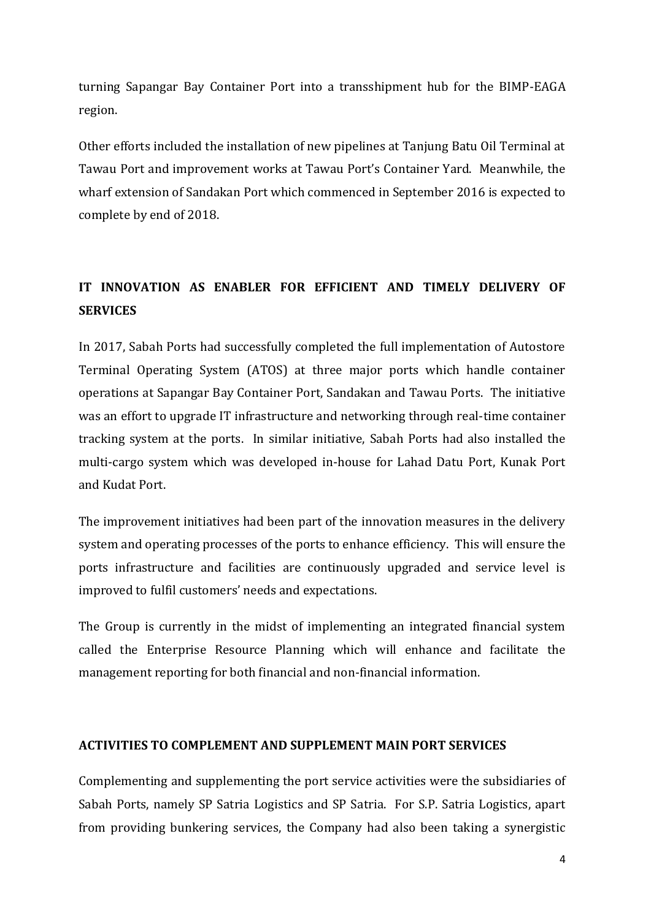turning Sapangar Bay Container Port into a transshipment hub for the BIMP-EAGA region.

Other efforts included the installation of new pipelines at Tanjung Batu Oil Terminal at Tawau Port and improvement works at Tawau Port's Container Yard. Meanwhile, the wharf extension of Sandakan Port which commenced in September 2016 is expected to complete by end of 2018.

## IT INNOVATION AS ENABLER FOR EFFICIENT AND TIMELY DELIVERY OF SERVICES

In 2017, Sabah Ports had successfully completed the full implementation of Autostore Terminal Operating System (ATOS) at three major ports which handle container operations at Sapangar Bay Container Port, Sandakan and Tawau Ports. The initiative was an effort to upgrade IT infrastructure and networking through real-time container tracking system at the ports. In similar initiative, Sabah Ports had also installed the multi-cargo system which was developed in-house for Lahad Datu Port, Kunak Port and Kudat Port.

The improvement initiatives had been part of the innovation measures in the delivery system and operating processes of the ports to enhance efficiency. This will ensure the ports infrastructure and facilities are continuously upgraded and service level is improved to fulfil customers' needs and expectations.

The Group is currently in the midst of implementing an integrated financial system called the Enterprise Resource Planning which will enhance and facilitate the management reporting for both financial and non-financial information.

## ACTIVITIES TO COMPLEMENT AND SUPPLEMENT MAIN PORT SERVICES

Complementing and supplementing the port service activities were the subsidiaries of Sabah Ports, namely SP Satria Logistics and SP Satria. For S.P. Satria Logistics, apart from providing bunkering services, the Company had also been taking a synergistic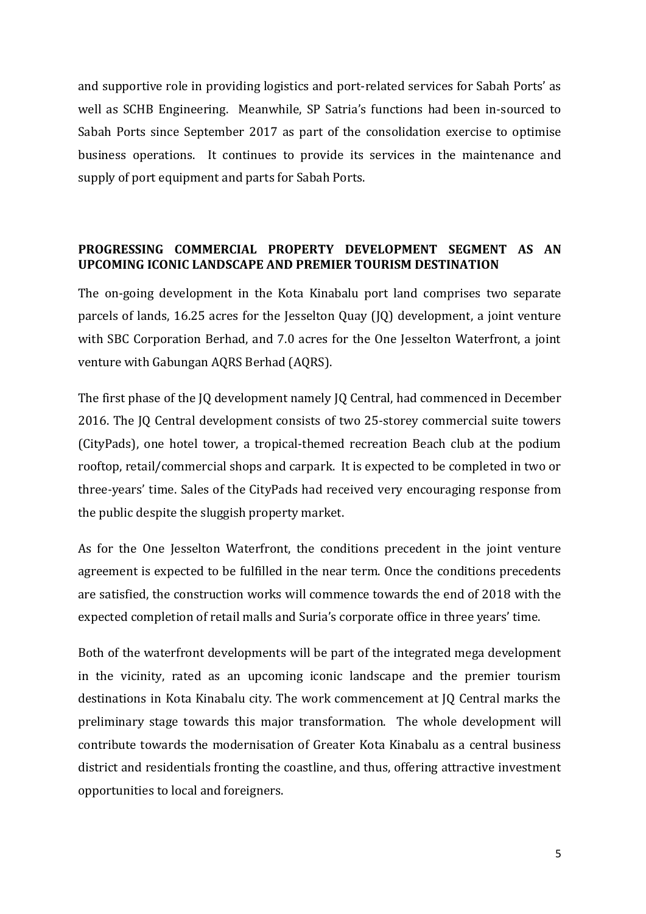and supportive role in providing logistics and port-related services for Sabah Ports' as well as SCHB Engineering. Meanwhile, SP Satria's functions had been in-sourced to Sabah Ports since September 2017 as part of the consolidation exercise to optimise business operations. It continues to provide its services in the maintenance and supply of port equipment and parts for Sabah Ports.

**PROGRESSING COMMERCIAL PROPERTY DEVELOPMENT SEGMENT AS AN UPCOMING ICONIC LANDSCAPE AND PREMIER TOURISM DESTINATION**

The on-going development in the Kota Kinabalu port land comprises two separate parcels of lands, 16.25 acres for the Jesselton Quay (JQ) development, a joint venture with SBC Corporation Berhad, and 7.0 acres for the One Jesselton Waterfront, a joint venture with Gabungan AQRS Berhad (AQRS).

The first phase of the JQ development namely JQ Central, had commenced in December 2016. The JQ Central development consists of two 25-storey commercial suite towers (CityPads), one hotel tower, a tropical-themed recreation Beach club at the podium rooftop, retail/commercial shops and carpark. It is expected to be completed in two or three-years' time. Sales of the CityPads had received very encouraging response from the public despite the sluggish property market.

As for the One Jesselton Waterfront, the conditions precedent in the joint venture agreement is expected to be fulfilled in the near term. Once the conditions precedents are satisfied, the construction works will commence towards the end of 2018 with the expected completion of retail malls and Suria's corporate office in three years' time.

Both of the waterfront developments will be part of the integrated mega development in the vicinity, rated as an upcoming iconic landscape and the premier tourism destinations in Kota Kinabalu city. The work commencement at JQ Central marks the preliminary stage towards this major transformation. The whole development will contribute towards the modernisation of Greater Kota Kinabalu as a central business district and residentials fronting the coastline, and thus, offering attractive investment opportunities to local and foreigners.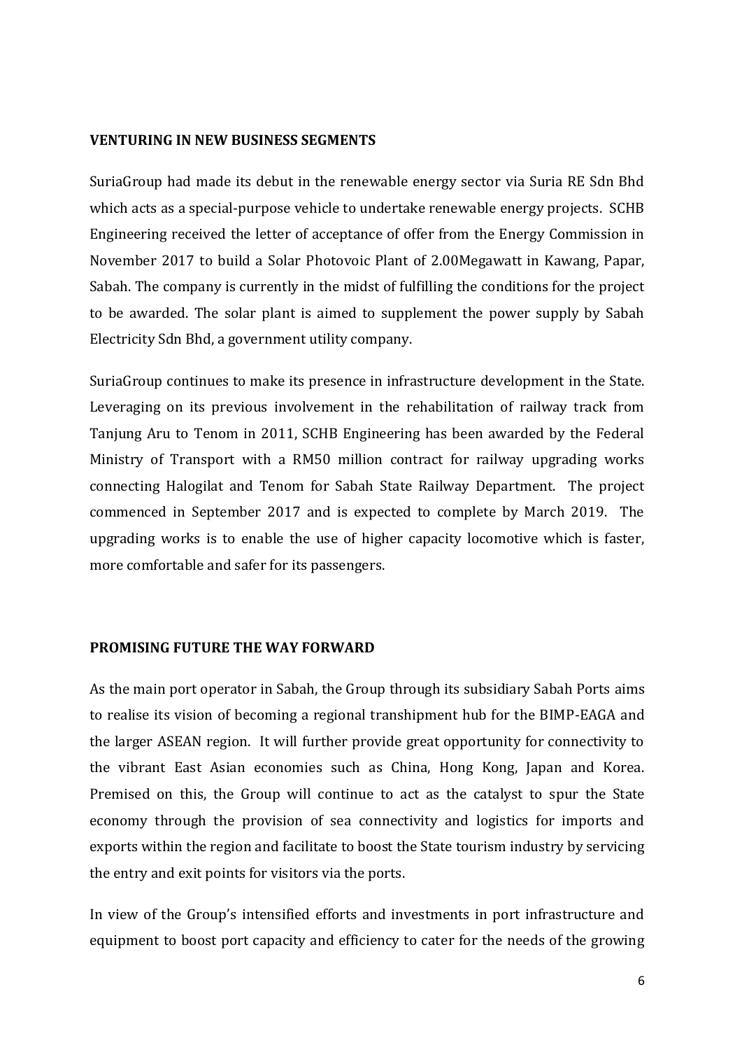## VENTURING IN NEW BUSINESS SEGMENTS

SuriaGroup had made its debut in the renewable energy sector via Suria RE Sdn Bhd which acts as a special-purpose vehicle to undertake renewable energy projects. SCHB Engineering received the letter of acceptance of offer from the Energy Commission in November 2017 to build a Solar Photovoic Plant of 2.00Megawatt in Kawang, Papar, Sabah. The company is currently in the midst of fulfilling the conditions for the project to be awarded. The solar plant is aimed to supplement the power supply by Sabah Electricity Sdn Bhd, a government utility company.

SuriaGroup continues to make its presence in infrastructure development in the State. Leveraging on its previous involvement in the rehabilitation of railway track from Tanjung Aru to Tenom in 2011, SCHB Engineering has been awarded by the Federal Ministry of Transport with a RM50 million contract for railway upgrading works connecting Halogilat and Tenom for Sabah State Railway Department. The project commenced in September 2017 and is expected to complete by March 2019. The upgrading works is to enable the use of higher capacity locomotive which is faster, more comfortable and safer for its passengers.

## PROMISING FUTURE THE WAY FORWARD

As the main port operator in Sabah, the Group through its subsidiary Sabah Ports aims to realise its vision of becoming a regional transhipment hub for the BIMP-EAGA and the larger ASEAN region. It will further provide great opportunity for connectivity to the vibrant East Asian economies such as China, Hong Kong, Japan and Korea. Premised on this, the Group will continue to act as the catalyst to spur the State economy through the provision of sea connectivity and logistics for imports and exports within the region and facilitate to boost the State tourism industry by servicing the entry and exit points for visitors via the ports.

In view of the Group's intensified efforts and investments in port infrastructure and equipment to boost port capacity and efficiency to cater for the needs of the growing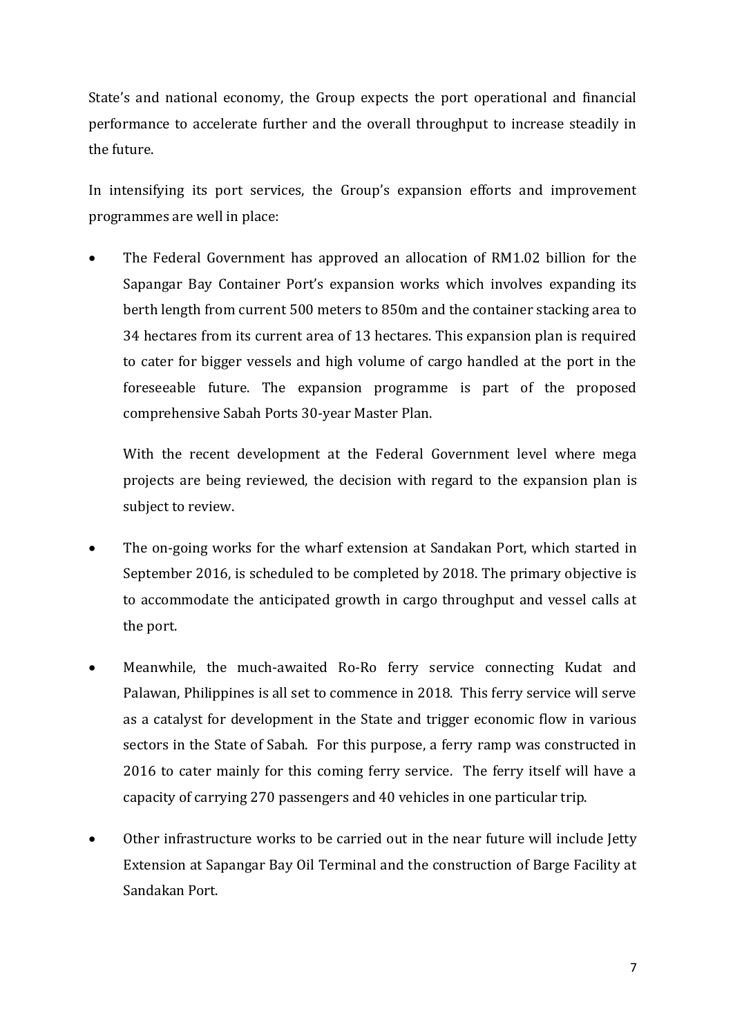State's and national economy, the Group expects the port operational and financial performance to accelerate further and the overall throughput to increase steadily in the future.

In intensifying its port services, the Group's expansion efforts and improvement programmes are well in place:

- The Federal Government has approved an allocation of RM1.02 billion for the Sapangar Bay Container Port's expansion works which involves expanding its berth length from current 500 meters to 850m and the container stacking area to 34 hectares from its current area of 13 hectares. This expansion plan is required to cater for bigger vessels and high volume of cargo handled at the port in the foreseeable future. The expansion programme is part of the proposed comprehensive Sabah Ports 30-year Master Plan.

  With the recent development at the Federal Government level where mega projects are being reviewed, the decision with regard to the expansion plan is subject to review.

- The on-going works for the wharf extension at Sandakan Port, which started in September 2016, is scheduled to be completed by 2018. The primary objective is to accommodate the anticipated growth in cargo throughput and vessel calls at the port.

- Meanwhile, the much-awaited Ro-Ro ferry service connecting Kudat and Palawan, Philippines is all set to commence in 2018. This ferry service will serve as a catalyst for development in the State and trigger economic flow in various sectors in the State of Sabah. For this purpose, a ferry ramp was constructed in 2016 to cater mainly for this coming ferry service. The ferry itself will have a capacity of carrying 270 passengers and 40 vehicles in one particular trip.

- Other infrastructure works to be carried out in the near future will include Jetty Extension at Sapangar Bay Oil Terminal and the construction of Barge Facility at Sandakan Port.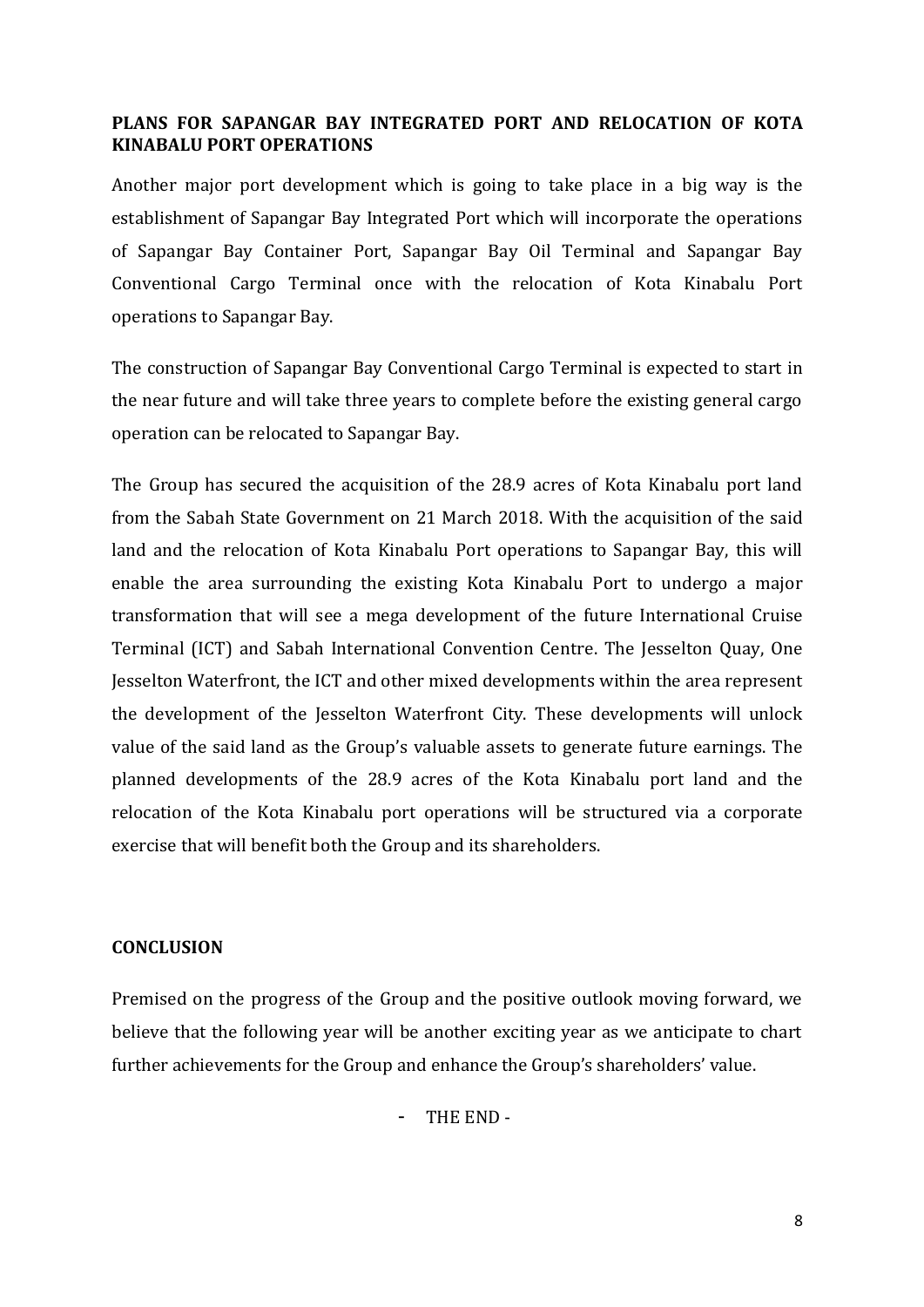**PLANS FOR SAPANGAR BAY INTEGRATED PORT AND RELOCATION OF KOTA KINABALU PORT OPERATIONS**

Another major port development which is going to take place in a big way is the establishment of Sapangar Bay Integrated Port which will incorporate the operations of Sapangar Bay Container Port, Sapangar Bay Oil Terminal and Sapangar Bay Conventional Cargo Terminal once with the relocation of Kota Kinabalu Port operations to Sapangar Bay.

The construction of Sapangar Bay Conventional Cargo Terminal is expected to start in the near future and will take three years to complete before the existing general cargo operation can be relocated to Sapangar Bay.

The Group has secured the acquisition of the 28.9 acres of Kota Kinabalu port land from the Sabah State Government on 21 March 2018. With the acquisition of the said land and the relocation of Kota Kinabalu Port operations to Sapangar Bay, this will enable the area surrounding the existing Kota Kinabalu Port to undergo a major transformation that will see a mega development of the future International Cruise Terminal (ICT) and Sabah International Convention Centre. The Jesselton Quay, One Jesselton Waterfront, the ICT and other mixed developments within the area represent the development of the Jesselton Waterfront City. These developments will unlock value of the said land as the Group's valuable assets to generate future earnings. The planned developments of the 28.9 acres of the Kota Kinabalu port land and the relocation of the Kota Kinabalu port operations will be structured via a corporate exercise that will benefit both the Group and its shareholders.

**CONCLUSION**

Premised on the progress of the Group and the positive outlook moving forward, we believe that the following year will be another exciting year as we anticipate to chart further achievements for the Group and enhance the Group's shareholders' value.

- THE END -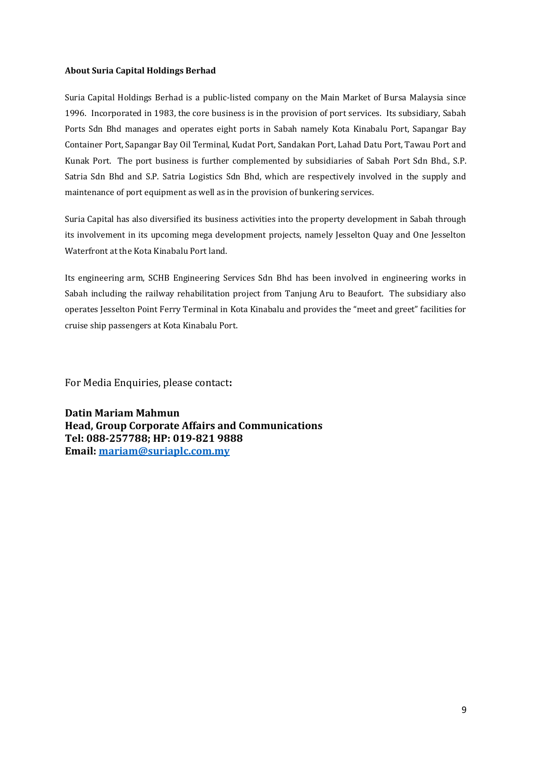**About Suria Capital Holdings Berhad**

Suria Capital Holdings Berhad is a public-listed company on the Main Market of Bursa Malaysia since 1996. Incorporated in 1983, the core business is in the provision of port services. Its subsidiary, Sabah Ports Sdn Bhd manages and operates eight ports in Sabah namely Kota Kinabalu Port, Sapangar Bay Container Port, Sapangar Bay Oil Terminal, Kudat Port, Sandakan Port, Lahad Datu Port, Tawau Port and Kunak Port. The port business is further complemented by subsidiaries of Sabah Port Sdn Bhd., S.P. Satria Sdn Bhd and S.P. Satria Logistics Sdn Bhd, which are respectively involved in the supply and maintenance of port equipment as well as in the provision of bunkering services.

Suria Capital has also diversified its business activities into the property development in Sabah through its involvement in its upcoming mega development projects, namely Jesselton Quay and One Jesselton Waterfront at the Kota Kinabalu Port land.

Its engineering arm, SCHB Engineering Services Sdn Bhd has been involved in engineering works in Sabah including the railway rehabilitation project from Tanjung Aru to Beaufort. The subsidiary also operates Jesselton Point Ferry Terminal in Kota Kinabalu and provides the "meet and greet" facilities for cruise ship passengers at Kota Kinabalu Port.

For Media Enquiries, please contact**:**

**Datin Mariam Mahmun**
**Head, Group Corporate Affairs and Communications**
**Tel: 088-257788; HP: 019-821 9888**
**Email: mariam@suriaplc.com.my**